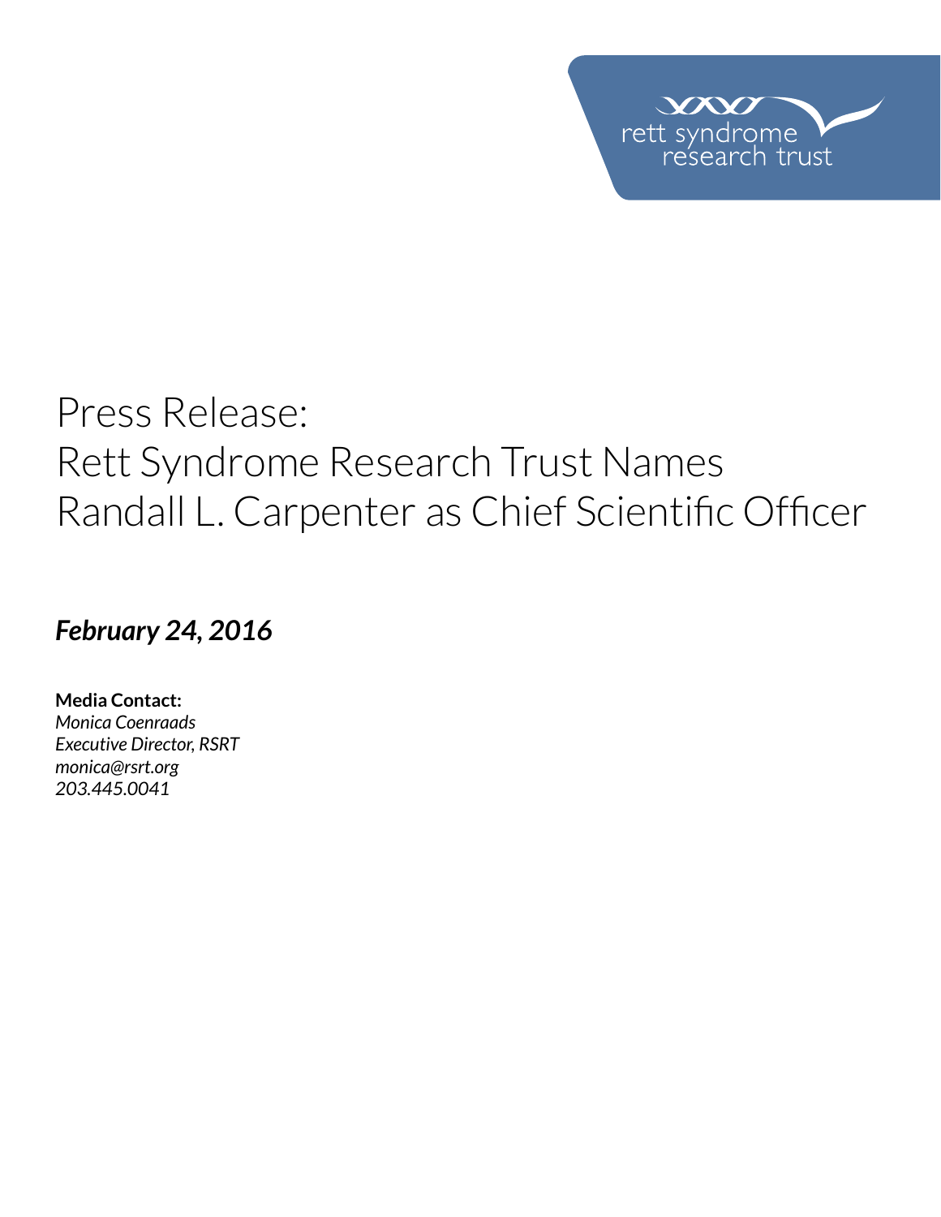rett syndrome research trust

# Press Release: Rett Syndrome Research Trust Names Randall L. Carpenter as Chief Scientific Officer

***February 24, 2016***

**Media Contact:**
*Monica Coenraads*
*Executive Director, RSRT*
*monica@rsrt.org*
*203.445.0041*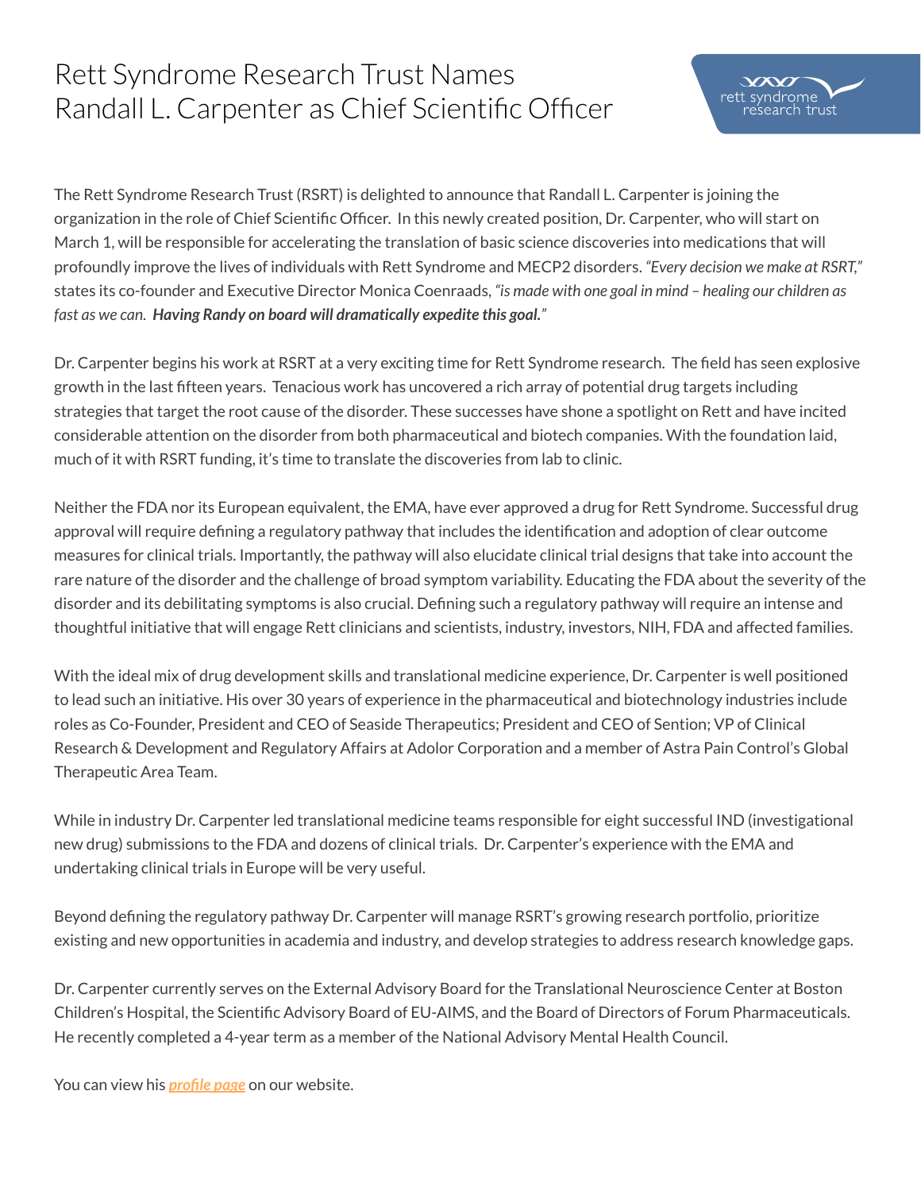# Rett Syndrome Research Trust Names Randall L. Carpenter as Chief Scientific Officer

The Rett Syndrome Research Trust (RSRT) is delighted to announce that Randall L. Carpenter is joining the organization in the role of Chief Scientific Officer. In this newly created position, Dr. Carpenter, who will start on March 1, will be responsible for accelerating the translation of basic science discoveries into medications that will profoundly improve the lives of individuals with Rett Syndrome and MECP2 disorders. *"Every decision we make at RSRT,"* states its co-founder and Executive Director Monica Coenraads, *"is made with one goal in mind – healing our children as fast as we can.* ***Having Randy on board will dramatically expedite this goal."***

Dr. Carpenter begins his work at RSRT at a very exciting time for Rett Syndrome research. The field has seen explosive growth in the last fifteen years. Tenacious work has uncovered a rich array of potential drug targets including strategies that target the root cause of the disorder. These successes have shone a spotlight on Rett and have incited considerable attention on the disorder from both pharmaceutical and biotech companies. With the foundation laid, much of it with RSRT funding, it's time to translate the discoveries from lab to clinic.

Neither the FDA nor its European equivalent, the EMA, have ever approved a drug for Rett Syndrome. Successful drug approval will require defining a regulatory pathway that includes the identification and adoption of clear outcome measures for clinical trials. Importantly, the pathway will also elucidate clinical trial designs that take into account the rare nature of the disorder and the challenge of broad symptom variability. Educating the FDA about the severity of the disorder and its debilitating symptoms is also crucial. Defining such a regulatory pathway will require an intense and thoughtful initiative that will engage Rett clinicians and scientists, industry, investors, NIH, FDA and affected families.

With the ideal mix of drug development skills and translational medicine experience, Dr. Carpenter is well positioned to lead such an initiative. His over 30 years of experience in the pharmaceutical and biotechnology industries include roles as Co-Founder, President and CEO of Seaside Therapeutics; President and CEO of Sention; VP of Clinical Research & Development and Regulatory Affairs at Adolor Corporation and a member of Astra Pain Control's Global Therapeutic Area Team.

While in industry Dr. Carpenter led translational medicine teams responsible for eight successful IND (investigational new drug) submissions to the FDA and dozens of clinical trials. Dr. Carpenter's experience with the EMA and undertaking clinical trials in Europe will be very useful.

Beyond defining the regulatory pathway Dr. Carpenter will manage RSRT's growing research portfolio, prioritize existing and new opportunities in academia and industry, and develop strategies to address research knowledge gaps.

Dr. Carpenter currently serves on the External Advisory Board for the Translational Neuroscience Center at Boston Children's Hospital, the Scientific Advisory Board of EU-AIMS, and the Board of Directors of Forum Pharmaceuticals. He recently completed a 4-year term as a member of the National Advisory Mental Health Council.

You can view his ***profile page*** on our website.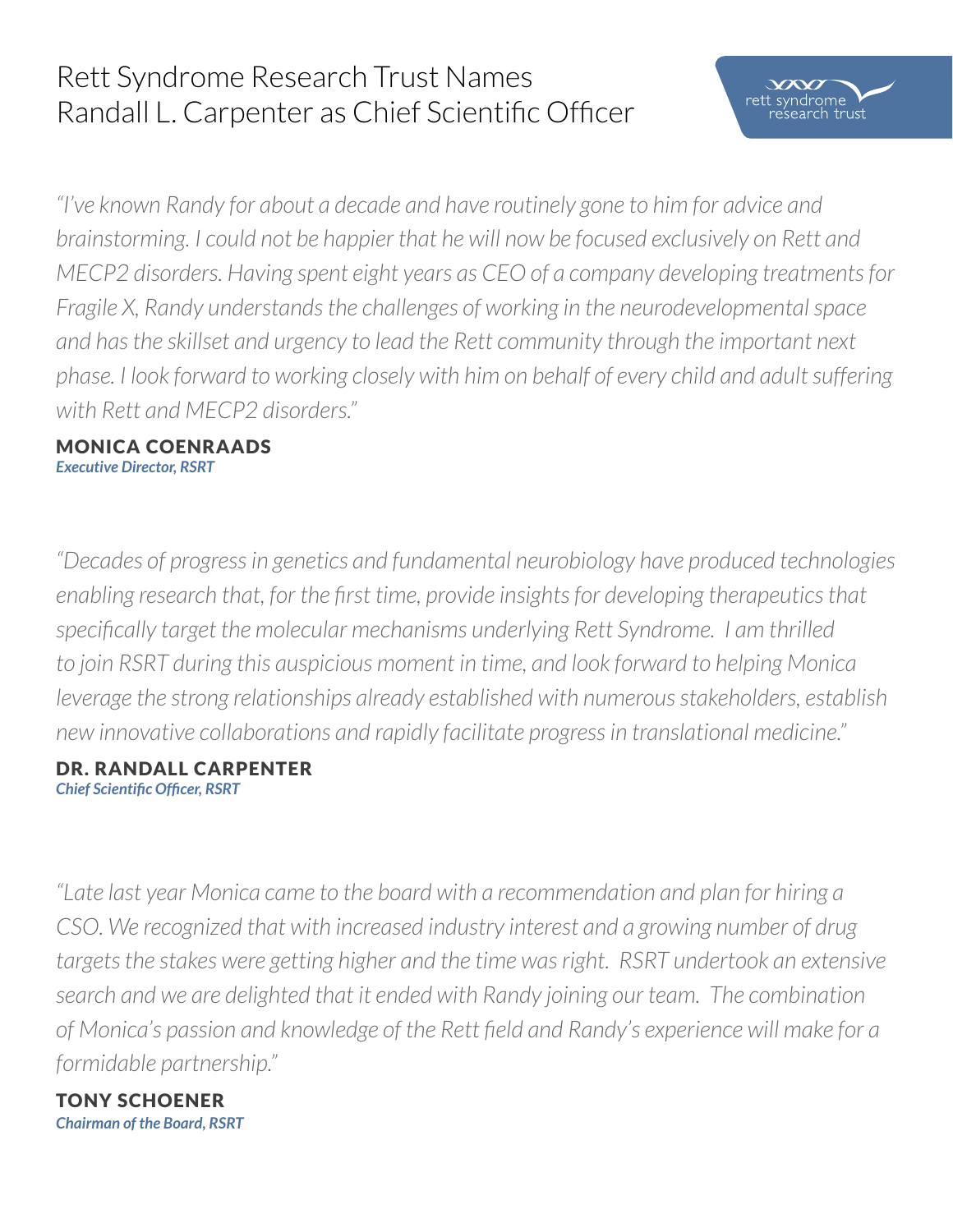# Rett Syndrome Research Trust Names Randall L. Carpenter as Chief Scientific Officer

rett syndrome research trust

*"I've known Randy for about a decade and have routinely gone to him for advice and brainstorming. I could not be happier that he will now be focused exclusively on Rett and MECP2 disorders. Having spent eight years as CEO of a company developing treatments for Fragile X, Randy understands the challenges of working in the neurodevelopmental space and has the skillset and urgency to lead the Rett community through the important next phase. I look forward to working closely with him on behalf of every child and adult suffering with Rett and MECP2 disorders."*

**MONICA COENRAADS**
***Executive Director, RSRT***

*"Decades of progress in genetics and fundamental neurobiology have produced technologies enabling research that, for the first time, provide insights for developing therapeutics that specifically target the molecular mechanisms underlying Rett Syndrome. I am thrilled to join RSRT during this auspicious moment in time, and look forward to helping Monica leverage the strong relationships already established with numerous stakeholders, establish new innovative collaborations and rapidly facilitate progress in translational medicine."*

**DR. RANDALL CARPENTER**
***Chief Scientific Officer, RSRT***

*"Late last year Monica came to the board with a recommendation and plan for hiring a CSO. We recognized that with increased industry interest and a growing number of drug targets the stakes were getting higher and the time was right. RSRT undertook an extensive search and we are delighted that it ended with Randy joining our team. The combination of Monica's passion and knowledge of the Rett field and Randy's experience will make for a formidable partnership."*

**TONY SCHOENER**
***Chairman of the Board, RSRT***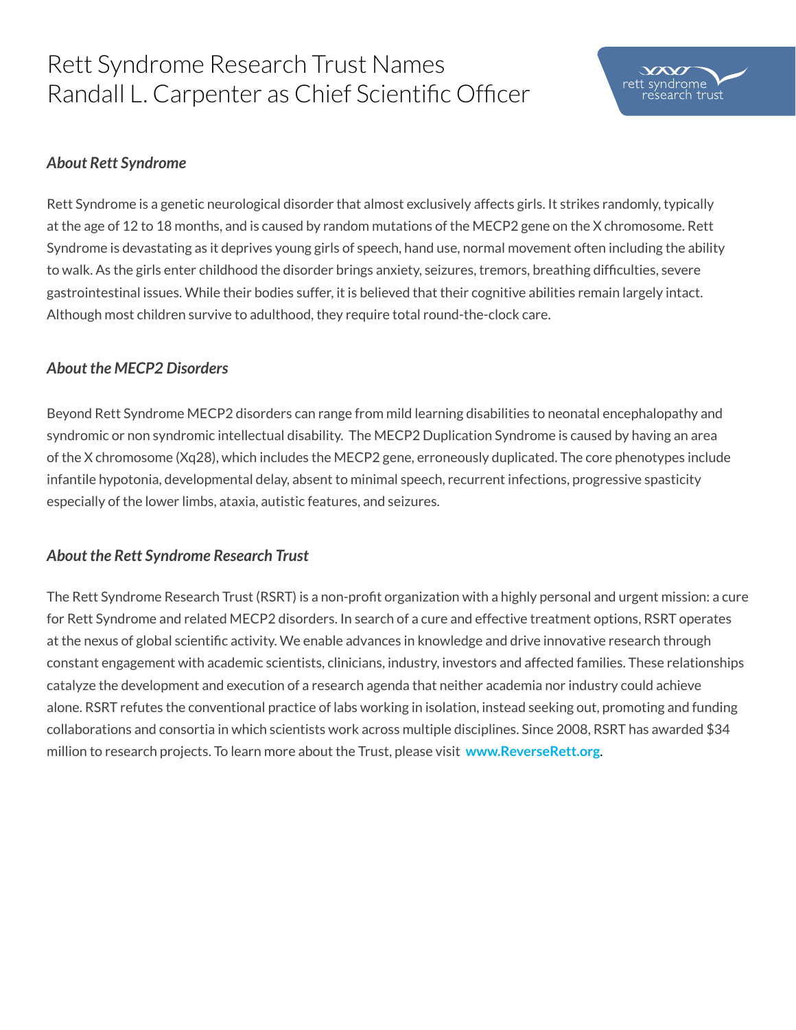# Rett Syndrome Research Trust Names Randall L. Carpenter as Chief Scientific Officer

### *About Rett Syndrome*

Rett Syndrome is a genetic neurological disorder that almost exclusively affects girls. It strikes randomly, typically at the age of 12 to 18 months, and is caused by random mutations of the MECP2 gene on the X chromosome. Rett Syndrome is devastating as it deprives young girls of speech, hand use, normal movement often including the ability to walk. As the girls enter childhood the disorder brings anxiety, seizures, tremors, breathing difficulties, severe gastrointestinal issues. While their bodies suffer, it is believed that their cognitive abilities remain largely intact. Although most children survive to adulthood, they require total round-the-clock care.

### *About the MECP2 Disorders*

Beyond Rett Syndrome MECP2 disorders can range from mild learning disabilities to neonatal encephalopathy and syndromic or non syndromic intellectual disability. The MECP2 Duplication Syndrome is caused by having an area of the X chromosome (Xq28), which includes the MECP2 gene, erroneously duplicated. The core phenotypes include infantile hypotonia, developmental delay, absent to minimal speech, recurrent infections, progressive spasticity especially of the lower limbs, ataxia, autistic features, and seizures.

### *About the Rett Syndrome Research Trust*

The Rett Syndrome Research Trust (RSRT) is a non-profit organization with a highly personal and urgent mission: a cure for Rett Syndrome and related MECP2 disorders. In search of a cure and effective treatment options, RSRT operates at the nexus of global scientific activity. We enable advances in knowledge and drive innovative research through constant engagement with academic scientists, clinicians, industry, investors and affected families. These relationships catalyze the development and execution of a research agenda that neither academia nor industry could achieve alone. RSRT refutes the conventional practice of labs working in isolation, instead seeking out, promoting and funding collaborations and consortia in which scientists work across multiple disciplines. Since 2008, RSRT has awarded $34 million to research projects. To learn more about the Trust, please visit **www.ReverseRett.org**.